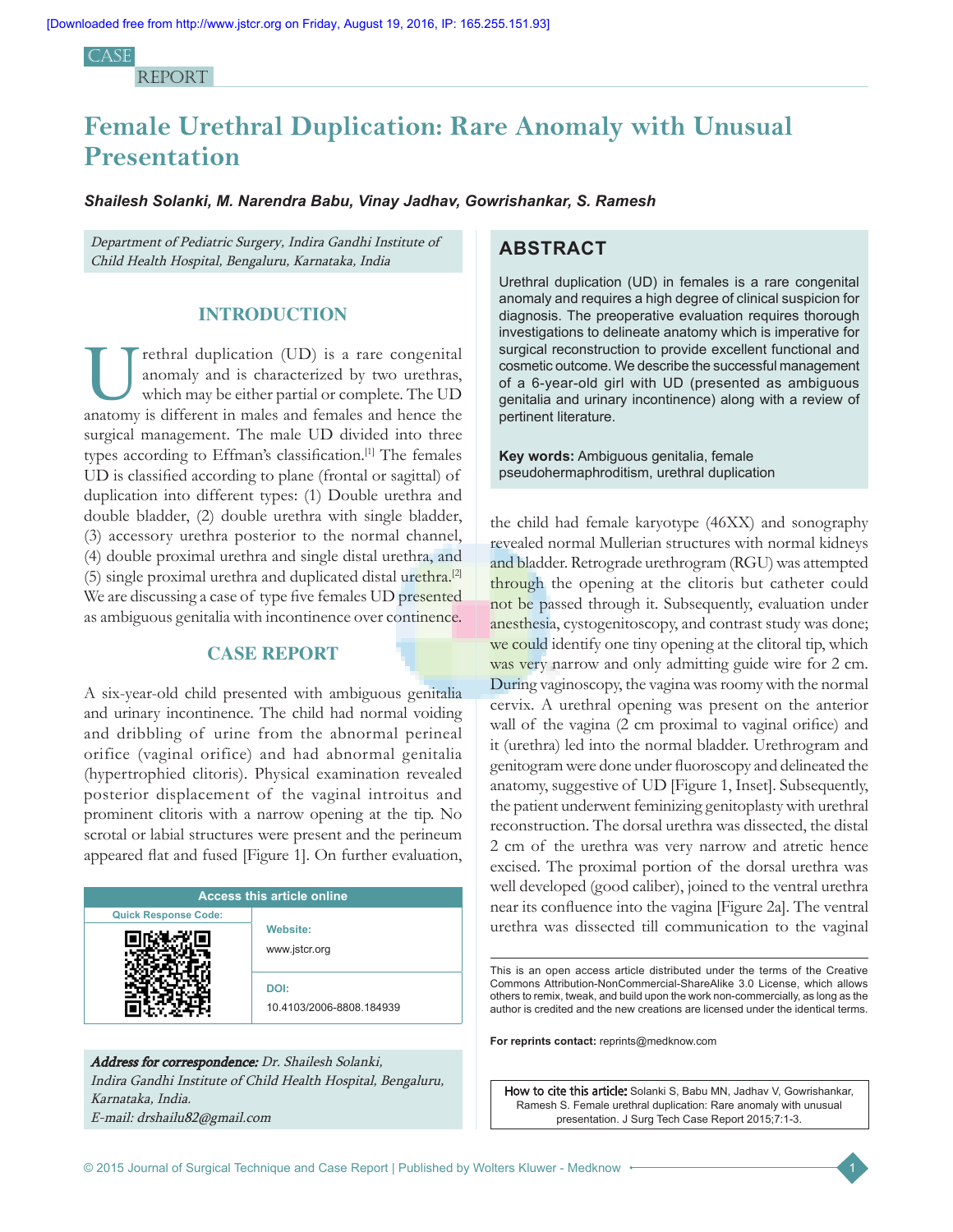CASE REPORT

# Female Urethral Duplication: Rare Anomaly with Unusual Presentation

***Shailesh Solanki, M. Narendra Babu, Vinay Jadhav, Gowrishankar, S. Ramesh***

*Department of Pediatric Surgery, Indira Gandhi Institute of Child Health Hospital, Bengaluru, Karnataka, India*

## ABSTRACT

Urethral duplication (UD) in females is a rare congenital anomaly and requires a high degree of clinical suspicion for diagnosis. The preoperative evaluation requires thorough investigations to delineate anatomy which is imperative for surgical reconstruction to provide excellent functional and cosmetic outcome. We describe the successful management of a 6-year-old girl with UD (presented as ambiguous genitalia and urinary incontinence) along with a review of pertinent literature.

**Key words:** Ambiguous genitalia, female pseudohermaphroditism, urethral duplication

## INTRODUCTION

Urethral duplication (UD) is a rare congenital anomaly and is characterized by two urethras, which may be either partial or complete. The UD anatomy is different in males and females and hence the surgical management. The male UD divided into three types according to Effman's classification.[1] The females UD is classified according to plane (frontal or sagittal) of duplication into different types: (1) Double urethra and double bladder, (2) double urethra with single bladder, (3) accessory urethra posterior to the normal channel, (4) double proximal urethra and single distal urethra, and (5) single proximal urethra and duplicated distal urethra.[2] We are discussing a case of type five females UD presented as ambiguous genitalia with incontinence over continence.

## CASE REPORT

A six-year-old child presented with ambiguous genitalia and urinary incontinence. The child had normal voiding and dribbling of urine from the abnormal perineal orifice (vaginal orifice) and had abnormal genitalia (hypertrophied clitoris). Physical examination revealed posterior displacement of the vaginal introitus and prominent clitoris with a narrow opening at the tip. No scrotal or labial structures were present and the perineum appeared flat and fused [Figure 1]. On further evaluation, the child had female karyotype (46XX) and sonography revealed normal Mullerian structures with normal kidneys and bladder. Retrograde urethrogram (RGU) was attempted through the opening at the clitoris but catheter could not be passed through it. Subsequently, evaluation under anesthesia, cystogenitoscopy, and contrast study was done; we could identify one tiny opening at the clitoral tip, which was very narrow and only admitting guide wire for 2 cm. During vaginoscopy, the vagina was roomy with the normal cervix. A urethral opening was present on the anterior wall of the vagina (2 cm proximal to vaginal orifice) and it (urethra) led into the normal bladder. Urethrogram and genitogram were done under fluoroscopy and delineated the anatomy, suggestive of UD [Figure 1, Inset]. Subsequently, the patient underwent feminizing genitoplasty with urethral reconstruction. The dorsal urethra was dissected, the distal 2 cm of the urethra was very narrow and atretic hence excised. The proximal portion of the dorsal urethra was well developed (good caliber), joined to the ventral urethra near its confluence into the vagina [Figure 2a]. The ventral urethra was dissected till communication to the vaginal

| Access this article online | |
|---|---|
| Quick Response Code: | Website: www.jstcr.org |
| | DOI: 10.4103/2006-8808.184939 |

***Address for correspondence:*** *Dr. Shailesh Solanki, Indira Gandhi Institute of Child Health Hospital, Bengaluru, Karnataka, India. E-mail: drshailu82@gmail.com*

This is an open access article distributed under the terms of the Creative Commons Attribution-NonCommercial-ShareAlike 3.0 License, which allows others to remix, tweak, and build upon the work non-commercially, as long as the author is credited and the new creations are licensed under the identical terms.

**For reprints contact:** reprints@medknow.com

**How to cite this article:** Solanki S, Babu MN, Jadhav V, Gowrishankar, Ramesh S. Female urethral duplication: Rare anomaly with unusual presentation. J Surg Tech Case Report 2015;7:1-3.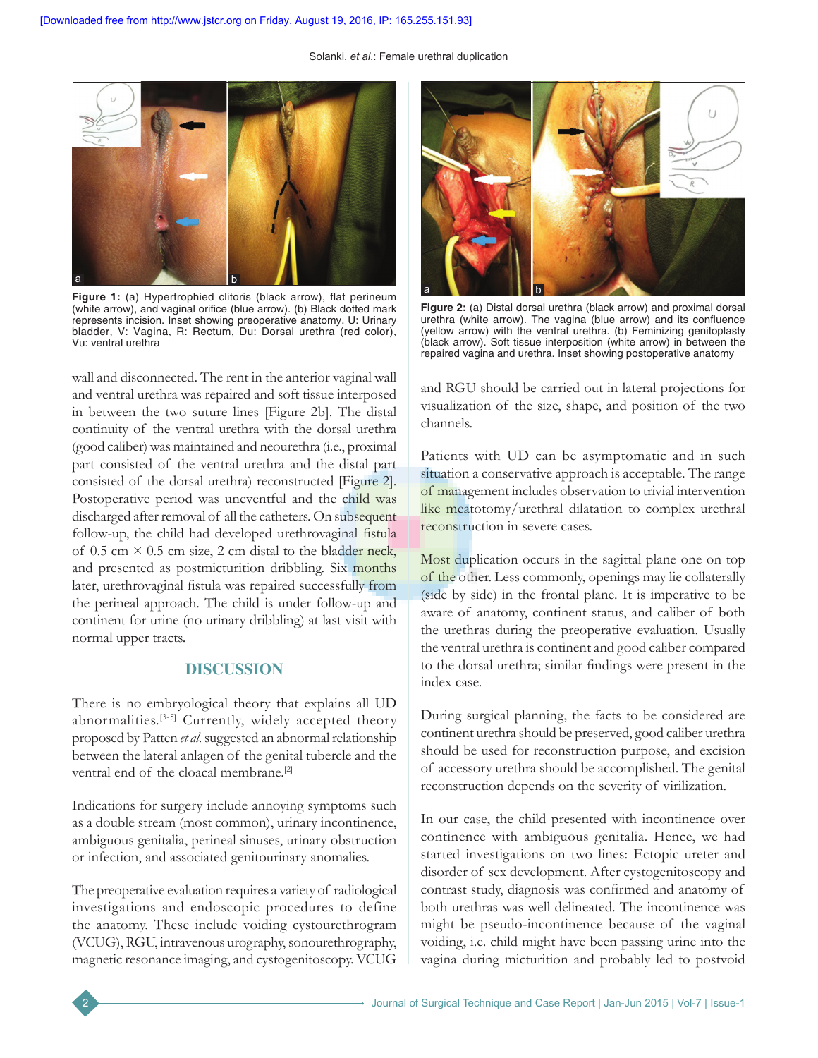Figure 1: (a) Hypertrophied clitoris (black arrow), flat perineum (white arrow), and vaginal orifice (blue arrow). (b) Black dotted mark represents incision. Inset showing preoperative anatomy. U: Urinary bladder, V: Vagina, R: Rectum, Du: Dorsal urethra (red color), Vu: ventral urethra

wall and disconnected. The rent in the anterior vaginal wall and ventral urethra was repaired and soft tissue interposed in between the two suture lines [Figure 2b]. The distal continuity of the ventral urethra with the dorsal urethra (good caliber) was maintained and neourethra (i.e., proximal part consisted of the ventral urethra and the distal part consisted of the dorsal urethra) reconstructed [Figure 2]. Postoperative period was uneventful and the child was discharged after removal of all the catheters. On subsequent follow-up, the child had developed urethrovaginal fistula of 0.5 cm × 0.5 cm size, 2 cm distal to the bladder neck, and presented as postmicturition dribbling. Six months later, urethrovaginal fistula was repaired successfully from the perineal approach. The child is under follow-up and continent for urine (no urinary dribbling) at last visit with normal upper tracts.

## DISCUSSION

There is no embryological theory that explains all UD abnormalities.[3-5] Currently, widely accepted theory proposed by Patten *et al.* suggested an abnormal relationship between the lateral anlagen of the genital tubercle and the ventral end of the cloacal membrane.[2]

Indications for surgery include annoying symptoms such as a double stream (most common), urinary incontinence, ambiguous genitalia, perineal sinuses, urinary obstruction or infection, and associated genitourinary anomalies.

The preoperative evaluation requires a variety of radiological investigations and endoscopic procedures to define the anatomy. These include voiding cystourethrogram (VCUG), RGU, intravenous urography, sonourethrography, magnetic resonance imaging, and cystogenitoscopy. VCUG and RGU should be carried out in lateral projections for visualization of the size, shape, and position of the two channels.

Figure 2: (a) Distal dorsal urethra (black arrow) and proximal dorsal urethra (white arrow). The vagina (blue arrow) and its confluence (yellow arrow) with the ventral urethra. (b) Feminizing genitoplasty (black arrow). Soft tissue interposition (white arrow) in between the repaired vagina and urethra. Inset showing postoperative anatomy

Patients with UD can be asymptomatic and in such situation a conservative approach is acceptable. The range of management includes observation to trivial intervention like meatotomy/urethral dilatation to complex urethral reconstruction in severe cases.

Most duplication occurs in the sagittal plane one on top of the other. Less commonly, openings may lie collaterally (side by side) in the frontal plane. It is imperative to be aware of anatomy, continent status, and caliber of both the urethras during the preoperative evaluation. Usually the ventral urethra is continent and good caliber compared to the dorsal urethra; similar findings were present in the index case.

During surgical planning, the facts to be considered are continent urethra should be preserved, good caliber urethra should be used for reconstruction purpose, and excision of accessory urethra should be accomplished. The genital reconstruction depends on the severity of virilization.

In our case, the child presented with incontinence over continence with ambiguous genitalia. Hence, we had started investigations on two lines: Ectopic ureter and disorder of sex development. After cystogenitoscopy and contrast study, diagnosis was confirmed and anatomy of both urethras was well delineated. The incontinence was might be pseudo-incontinence because of the vaginal voiding, i.e. child might have been passing urine into the vagina during micturition and probably led to postvoid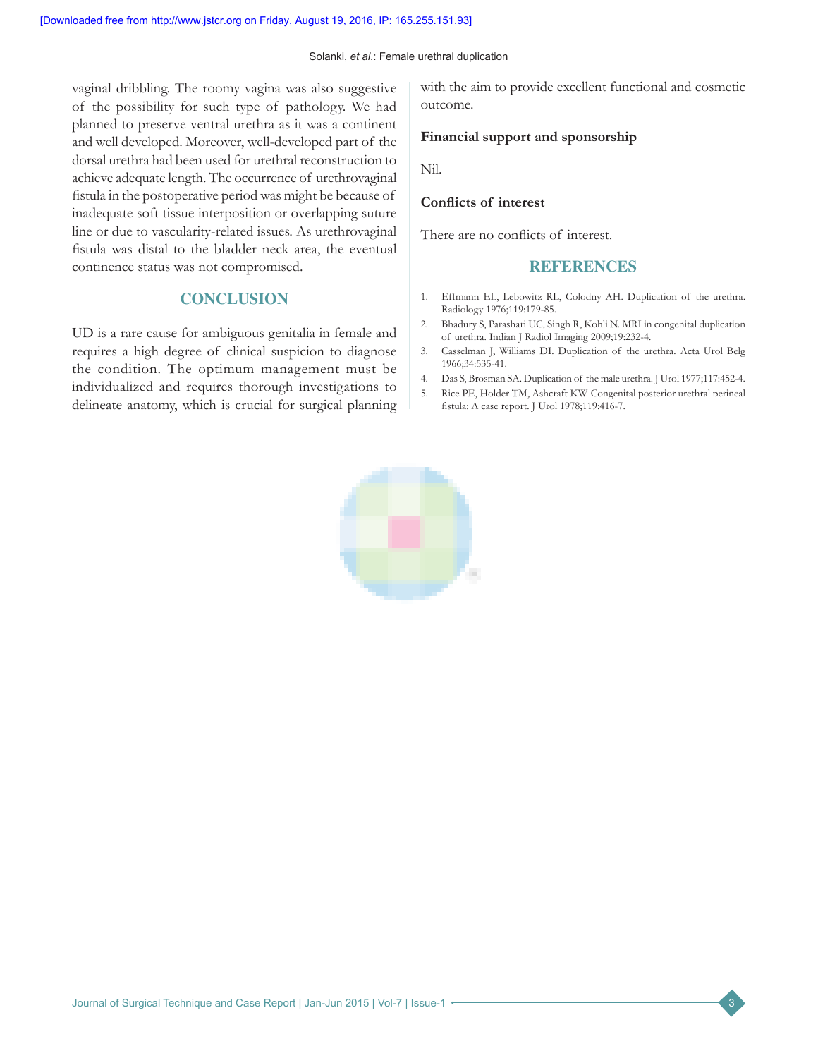vaginal dribbling. The roomy vagina was also suggestive of the possibility for such type of pathology. We had planned to preserve ventral urethra as it was a continent and well developed. Moreover, well-developed part of the dorsal urethra had been used for urethral reconstruction to achieve adequate length. The occurrence of urethrovaginal fistula in the postoperative period was might be because of inadequate soft tissue interposition or overlapping suture line or due to vascularity-related issues. As urethrovaginal fistula was distal to the bladder neck area, the eventual continence status was not compromised.

## CONCLUSION

UD is a rare cause for ambiguous genitalia in female and requires a high degree of clinical suspicion to diagnose the condition. The optimum management must be individualized and requires thorough investigations to delineate anatomy, which is crucial for surgical planning with the aim to provide excellent functional and cosmetic outcome.

### Financial support and sponsorship

Nil.

### Conflicts of interest

There are no conflicts of interest.

## REFERENCES

1. Effmann EL, Lebowitz RL, Colodny AH. Duplication of the urethra. Radiology 1976;119:179-85.
2. Bhadury S, Parashari UC, Singh R, Kohli N. MRI in congenital duplication of urethra. Indian J Radiol Imaging 2009;19:232-4.
3. Casselman J, Williams DI. Duplication of the urethra. Acta Urol Belg 1966;34:535-41.
4. Das S, Brosman SA. Duplication of the male urethra. J Urol 1977;117:452-4.
5. Rice PE, Holder TM, Ashcraft KW. Congenital posterior urethral perineal fistula: A case report. J Urol 1978;119:416-7.